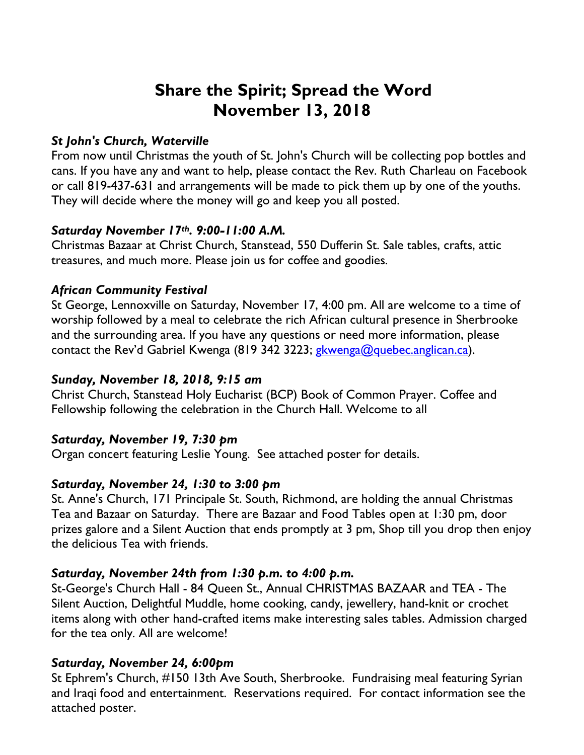# Share the Spirit; Spread the Word
# November 13, 2018

***St John's Church, Waterville***

From now until Christmas the youth of St. John's Church will be collecting pop bottles and cans. If you have any and want to help, please contact the Rev. Ruth Charleau on Facebook or call 819-437-631 and arrangements will be made to pick them up by one of the youths. They will decide where the money will go and keep you all posted.

***Saturday November 17th. 9:00-11:00 A.M.***

Christmas Bazaar at Christ Church, Stanstead, 550 Dufferin St. Sale tables, crafts, attic treasures, and much more. Please join us for coffee and goodies.

***African Community Festival***

St George, Lennoxville on Saturday, November 17, 4:00 pm. All are welcome to a time of worship followed by a meal to celebrate the rich African cultural presence in Sherbrooke and the surrounding area. If you have any questions or need more information, please contact the Rev'd Gabriel Kwenga (819 342 3223; gkwenga@quebec.anglican.ca).

***Sunday, November 18, 2018, 9:15 am***

Christ Church, Stanstead Holy Eucharist (BCP) Book of Common Prayer. Coffee and Fellowship following the celebration in the Church Hall. Welcome to all

***Saturday, November 19, 7:30 pm***

Organ concert featuring Leslie Young. See attached poster for details.

***Saturday, November 24, 1:30 to 3:00 pm***

St. Anne's Church, 171 Principale St. South, Richmond, are holding the annual Christmas Tea and Bazaar on Saturday. There are Bazaar and Food Tables open at 1:30 pm, door prizes galore and a Silent Auction that ends promptly at 3 pm, Shop till you drop then enjoy the delicious Tea with friends.

***Saturday, November 24th from 1:30 p.m. to 4:00 p.m.***

St-George's Church Hall - 84 Queen St., Annual CHRISTMAS BAZAAR and TEA - The Silent Auction, Delightful Muddle, home cooking, candy, jewellery, hand-knit or crochet items along with other hand-crafted items make interesting sales tables. Admission charged for the tea only. All are welcome!

***Saturday, November 24, 6:00pm***

St Ephrem's Church, #150 13th Ave South, Sherbrooke. Fundraising meal featuring Syrian and Iraqi food and entertainment. Reservations required. For contact information see the attached poster.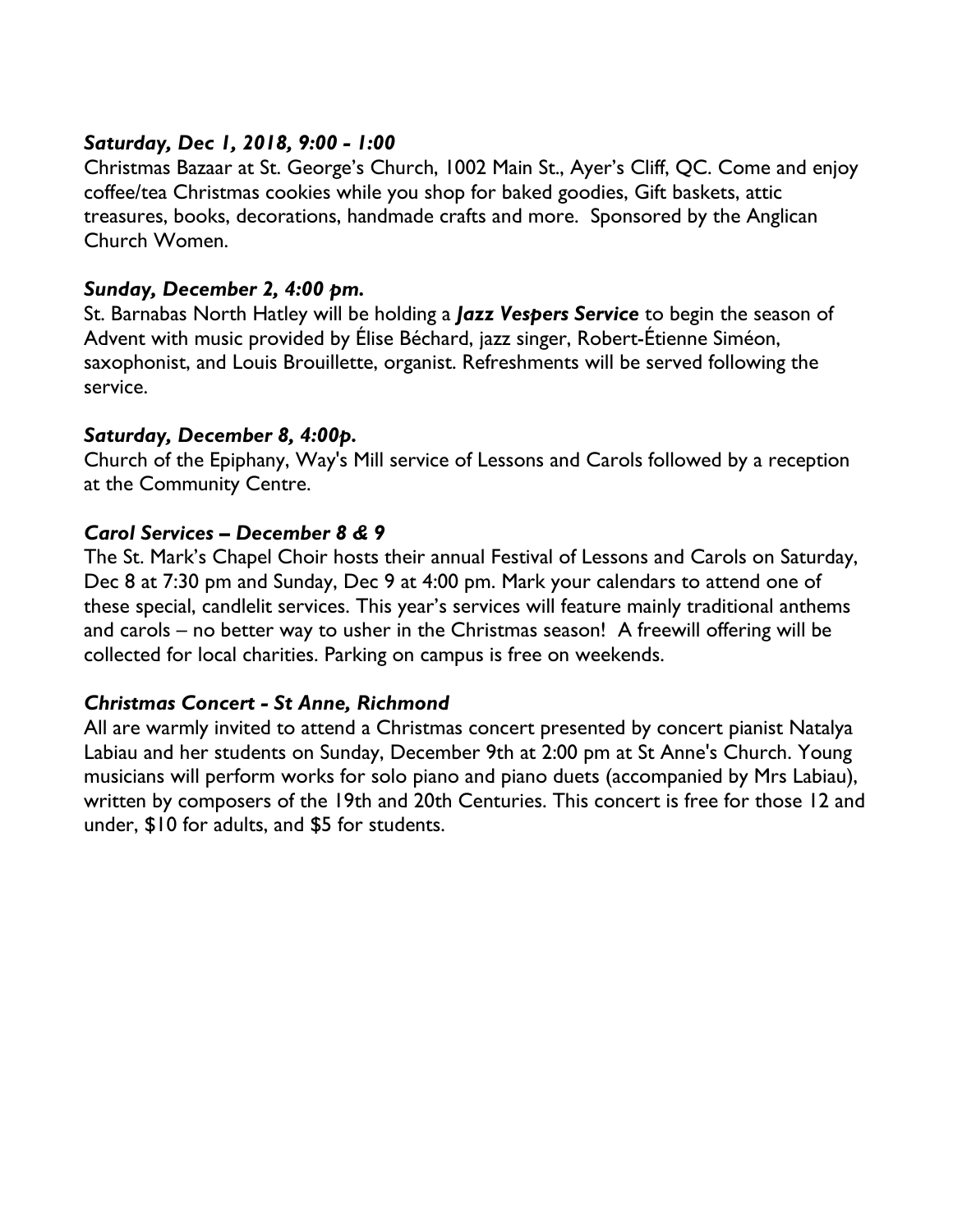***Saturday, Dec 1, 2018, 9:00 - 1:00***

Christmas Bazaar at St. George's Church, 1002 Main St., Ayer's Cliff, QC. Come and enjoy coffee/tea Christmas cookies while you shop for baked goodies, Gift baskets, attic treasures, books, decorations, handmade crafts and more. Sponsored by the Anglican Church Women.

***Sunday, December 2, 4:00 pm.***

St. Barnabas North Hatley will be holding a ***Jazz Vespers Service*** to begin the season of Advent with music provided by Élise Béchard, jazz singer, Robert-Étienne Siméon, saxophonist, and Louis Brouillette, organist. Refreshments will be served following the service.

***Saturday, December 8, 4:00p.***

Church of the Epiphany, Way's Mill service of Lessons and Carols followed by a reception at the Community Centre.

***Carol Services – December 8 & 9***

The St. Mark's Chapel Choir hosts their annual Festival of Lessons and Carols on Saturday, Dec 8 at 7:30 pm and Sunday, Dec 9 at 4:00 pm. Mark your calendars to attend one of these special, candlelit services. This year's services will feature mainly traditional anthems and carols – no better way to usher in the Christmas season! A freewill offering will be collected for local charities. Parking on campus is free on weekends.

***Christmas Concert - St Anne, Richmond***

All are warmly invited to attend a Christmas concert presented by concert pianist Natalya Labiau and her students on Sunday, December 9th at 2:00 pm at St Anne's Church. Young musicians will perform works for solo piano and piano duets (accompanied by Mrs Labiau), written by composers of the 19th and 20th Centuries. This concert is free for those 12 and under, $10 for adults, and $5 for students.